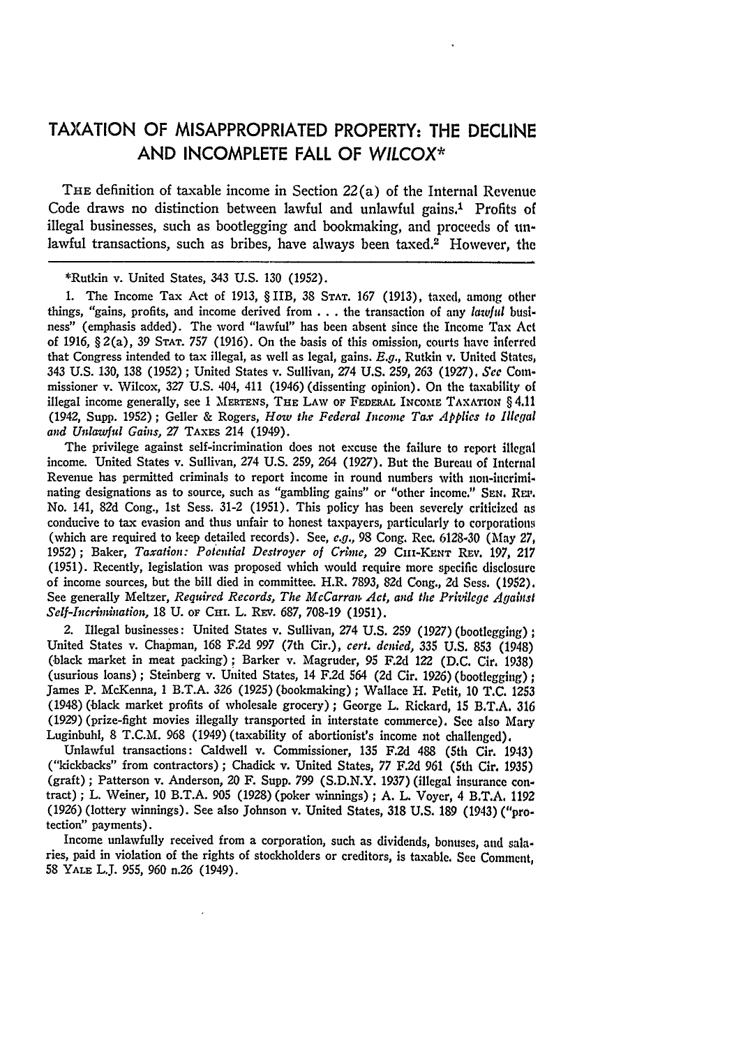# TAXATION OF MISAPPROPRIATED PROPERTY: THE DECLINE AND INCOMPLETE FALL OF *WILCOX*\*

THE definition of taxable income in Section 22(a) of the Internal Revenue Code draws no distinction between lawful and unlawful gains.[1] Profits of illegal businesses, such as bootlegging and bookmaking, and proceeds of unlawful transactions, such as bribes, have always been taxed.[2] However, the

---

\*Rutkin v. United States, 343 U.S. 130 (1952).

1. The Income Tax Act of 1913, § IIB, 38 STAT. 167 (1913), taxed, among other things, "gains, profits, and income derived from . . . the transaction of any *lawful* business" (emphasis added). The word "lawful" has been absent since the Income Tax Act of 1916, § 2(a), 39 STAT. 757 (1916). On the basis of this omission, courts have inferred that Congress intended to tax illegal, as well as legal, gains. *E.g.*, Rutkin v. United States, 343 U.S. 130, 138 (1952); United States v. Sullivan, 274 U.S. 259, 263 (1927). *See* Commissioner v. Wilcox, 327 U.S. 404, 411 (1946) (dissenting opinion). On the taxability of illegal income generally, see 1 MERTENS, THE LAW OF FEDERAL INCOME TAXATION § 4.11 (1942, Supp. 1952); Geller & Rogers, *How the Federal Income Tax Applies to Illegal and Unlawful Gains*, 27 TAXES 214 (1949).

The privilege against self-incrimination does not excuse the failure to report illegal income. United States v. Sullivan, 274 U.S. 259, 264 (1927). But the Bureau of Internal Revenue has permitted criminals to report income in round numbers with non-incriminating designations as to source, such as "gambling gains" or "other income." SEN. REP. No. 141, 82d Cong., 1st Sess. 31-2 (1951). This policy has been severely criticized as conducive to tax evasion and thus unfair to honest taxpayers, particularly to corporations (which are required to keep detailed records). See, *e.g.*, 98 Cong. Rec. 6128-30 (May 27, 1952); Baker, *Taxation: Potential Destroyer of Crime*, 29 CHI-KENT REV. 197, 217 (1951). Recently, legislation was proposed which would require more specific disclosure of income sources, but the bill died in committee. H.R. 7893, 82d Cong., 2d Sess. (1952). See generally Meltzer, *Required Records, The McCarran Act, and the Privilege Against Self-Incrimination*, 18 U. OF CHI. L. REV. 687, 708-19 (1951).

2. Illegal businesses: United States v. Sullivan, 274 U.S. 259 (1927) (bootlegging); United States v. Chapman, 168 F.2d 997 (7th Cir.), *cert. denied*, 335 U.S. 853 (1948) (black market in meat packing); Barker v. Magruder, 95 F.2d 122 (D.C. Cir. 1938) (usurious loans); Steinberg v. United States, 14 F.2d 564 (2d Cir. 1926) (bootlegging); James P. McKenna, 1 B.T.A. 326 (1925) (bookmaking); Wallace H. Petit, 10 T.C. 1253 (1948) (black market profits of wholesale grocery); George L. Rickard, 15 B.T.A. 316 (1929) (prize-fight movies illegally transported in interstate commerce). See also Mary Luginbuhl, 8 T.C.M. 968 (1949) (taxability of abortionist's income not challenged).

Unlawful transactions: Caldwell v. Commissioner, 135 F.2d 488 (5th Cir. 1943) ("kickbacks" from contractors); Chadick v. United States, 77 F.2d 961 (5th Cir. 1935) (graft); Patterson v. Anderson, 20 F. Supp. 799 (S.D.N.Y. 1937) (illegal insurance contract); L. Weiner, 10 B.T.A. 905 (1928) (poker winnings); A. L. Voyer, 4 B.T.A. 1192 (1926) (lottery winnings). See also Johnson v. United States, 318 U.S. 189 (1943) ("protection" payments).

Income unlawfully received from a corporation, such as dividends, bonuses, and salaries, paid in violation of the rights of stockholders or creditors, is taxable. See Comment, 58 YALE L.J. 955, 960 n.26 (1949).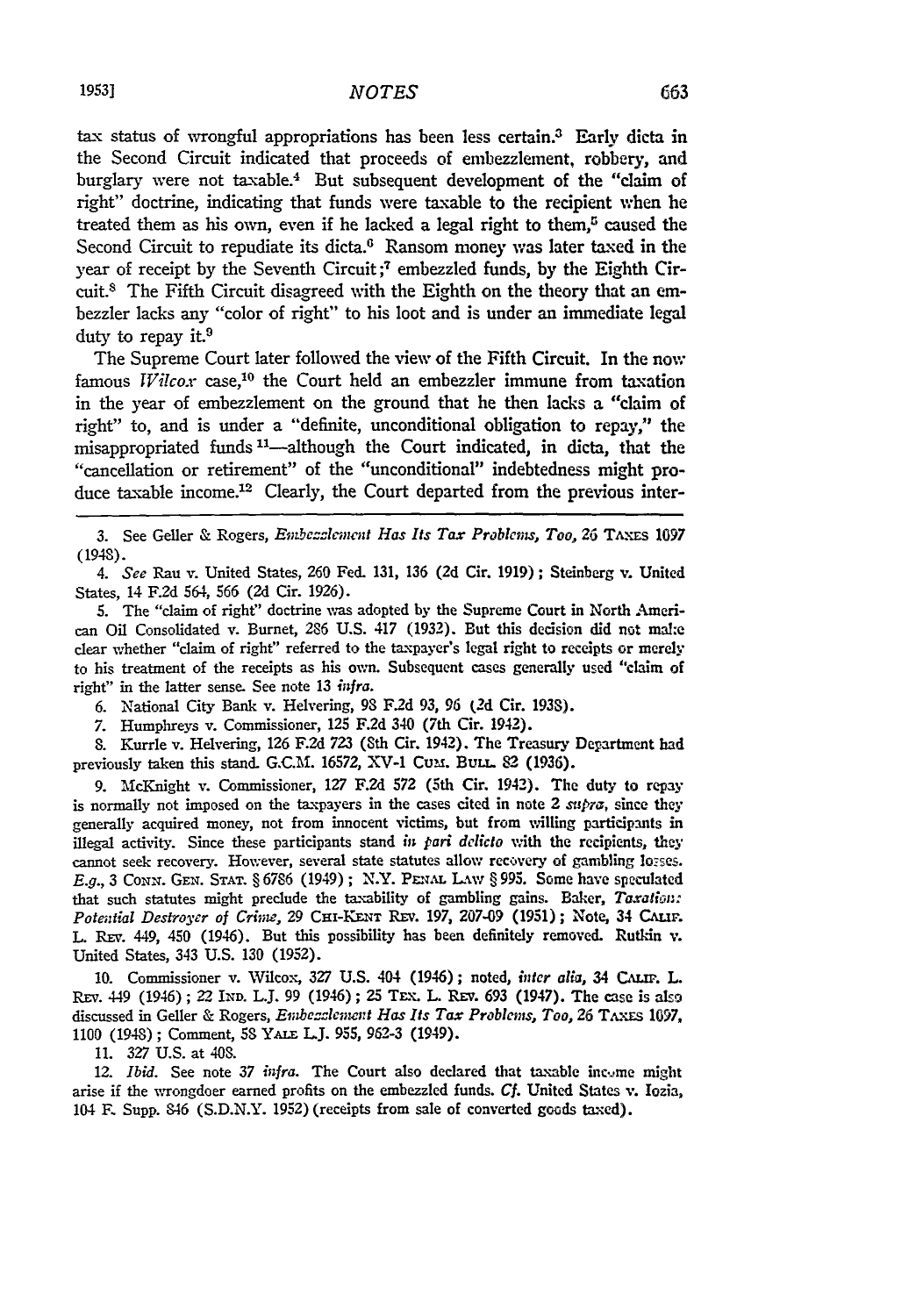tax status of wrongful appropriations has been less certain.[3] Early dicta in the Second Circuit indicated that proceeds of embezzlement, robbery, and burglary were not taxable.[4] But subsequent development of the "claim of right" doctrine, indicating that funds were taxable to the recipient when he treated them as his own, even if he lacked a legal right to them,[5] caused the Second Circuit to repudiate its dicta.[6] Ransom money was later taxed in the year of receipt by the Seventh Circuit;[7] embezzled funds, by the Eighth Circuit.[8] The Fifth Circuit disagreed with the Eighth on the theory that an embezzler lacks any "color of right" to his loot and is under an immediate legal duty to repay it.[9]

The Supreme Court later followed the view of the Fifth Circuit. In the now famous *Wilcox* case,[10] the Court held an embezzler immune from taxation in the year of embezzlement on the ground that he then lacks a "claim of right" to, and is under a "definite, unconditional obligation to repay," the misappropriated funds [11]—although the Court indicated, in dicta, that the "cancellation or retirement" of the "unconditional" indebtedness might produce taxable income.[12] Clearly, the Court departed from the previous inter-

---

3. See Geller & Rogers, *Embezzlement Has Its Tax Problems, Too*, 26 TAXES 1097 (1948).

4. *See* Rau v. United States, 260 Fed. 131, 136 (2d Cir. 1919); Steinberg v. United States, 14 F.2d 564, 566 (2d Cir. 1926).

5. The "claim of right" doctrine was adopted by the Supreme Court in North American Oil Consolidated v. Burnet, 286 U.S. 417 (1932). But this decision did not make clear whether "claim of right" referred to the taxpayer's legal right to receipts or merely to his treatment of the receipts as his own. Subsequent cases generally used "claim of right" in the latter sense. See note 13 *infra*.

6. National City Bank v. Helvering, 98 F.2d 93, 96 (2d Cir. 1938).

7. Humphreys v. Commissioner, 125 F.2d 340 (7th Cir. 1942).

8. Kurrle v. Helvering, 126 F.2d 723 (8th Cir. 1942). The Treasury Department had previously taken this stand. G.C.M. 16572, XV-1 CUM. BULL. 82 (1936).

9. McKnight v. Commissioner, 127 F.2d 572 (5th Cir. 1942). The duty to repay is normally not imposed on the taxpayers in the cases cited in note 2 *supra*, since they generally acquired money, not from innocent victims, but from willing participants in illegal activity. Since these participants stand *in pari delicto* with the recipients, they cannot seek recovery. However, several state statutes allow recovery of gambling losses. *E.g.*, 3 CONN. GEN. STAT. § 6786 (1949); N.Y. PENAL LAW § 995. Some have speculated that such statutes might preclude the taxability of gambling gains. Baker, *Taxation: Potential Destroyer of Crime*, 29 CHI-KENT REV. 197, 207-09 (1951); Note, 34 CALIF. L. REV. 449, 450 (1946). But this possibility has been definitely removed. Rutkin v. United States, 343 U.S. 130 (1952).

10. Commissioner v. Wilcox, 327 U.S. 404 (1946); noted, *inter alia*, 34 CALIF. L. REV. 449 (1946); 22 IND. L.J. 99 (1946); 25 TEX. L. REV. 693 (1947). The case is also discussed in Geller & Rogers, *Embezzlement Has Its Tax Problems, Too*, 26 TAXES 1097, 1100 (1948); Comment, 58 YALE L.J. 955, 962-3 (1949).

11. 327 U.S. at 408.

12. *Ibid.* See note 37 *infra*. The Court also declared that taxable income might arise if the wrongdoer earned profits on the embezzled funds. *Cf.* United States v. Iozia, 104 F. Supp. 846 (S.D.N.Y. 1952) (receipts from sale of converted goods taxed).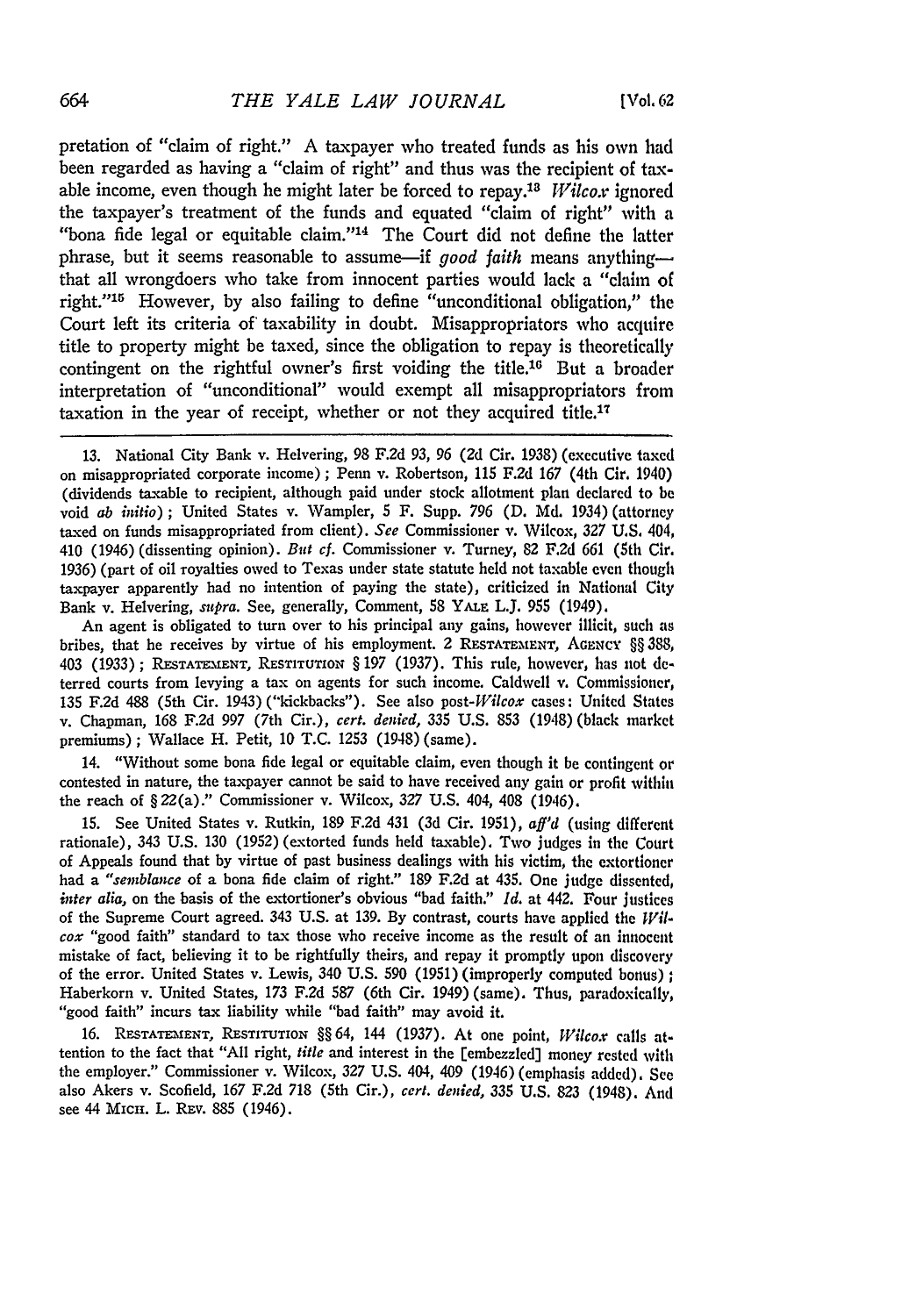pretation of "claim of right." A taxpayer who treated funds as his own had been regarded as having a "claim of right" and thus was the recipient of taxable income, even though he might later be forced to repay.[13] *Wilcox* ignored the taxpayer's treatment of the funds and equated "claim of right" with a "bona fide legal or equitable claim."[14] The Court did not define the latter phrase, but it seems reasonable to assume—if *good faith* means anything—that all wrongdoers who take from innocent parties would lack a "claim of right."[15] However, by also failing to define "unconditional obligation," the Court left its criteria of taxability in doubt. Misappropriators who acquire title to property might be taxed, since the obligation to repay is theoretically contingent on the rightful owner's first voiding the title.[16] But a broader interpretation of "unconditional" would exempt all misappropriators from taxation in the year of receipt, whether or not they acquired title.[17]

---

13. National City Bank v. Helvering, 98 F.2d 93, 96 (2d Cir. 1938) (executive taxed on misappropriated corporate income); Penn v. Robertson, 115 F.2d 167 (4th Cir. 1940) (dividends taxable to recipient, although paid under stock allotment plan declared to be void *ab initio*); United States v. Wampler, 5 F. Supp. 796 (D. Md. 1934) (attorney taxed on funds misappropriated from client). *See* Commissioner v. Wilcox, 327 U.S. 404, 410 (1946) (dissenting opinion). *But cf.* Commissioner v. Turney, 82 F.2d 661 (5th Cir. 1936) (part of oil royalties owed to Texas under state statute held not taxable even though taxpayer apparently had no intention of paying the state), criticized in National City Bank v. Helvering, *supra*. See, generally, Comment, 58 YALE L.J. 955 (1949).

An agent is obligated to turn over to his principal any gains, however illicit, such as bribes, that he receives by virtue of his employment. 2 RESTATEMENT, AGENCY §§ 388, 403 (1933); RESTATEMENT, RESTITUTION § 197 (1937). This rule, however, has not deterred courts from levying a tax on agents for such income. Caldwell v. Commissioner, 135 F.2d 488 (5th Cir. 1943) ("kickbacks"). See also post-*Wilcox* cases: United States v. Chapman, 168 F.2d 997 (7th Cir.), *cert. denied*, 335 U.S. 853 (1948) (black market premiums); Wallace H. Petit, 10 T.C. 1253 (1948) (same).

14. "Without some bona fide legal or equitable claim, even though it be contingent or contested in nature, the taxpayer cannot be said to have received any gain or profit within the reach of § 22(a)." Commissioner v. Wilcox, 327 U.S. 404, 408 (1946).

15. See United States v. Rutkin, 189 F.2d 431 (3d Cir. 1951), *aff'd* (using different rationale), 343 U.S. 130 (1952) (extorted funds held taxable). Two judges in the Court of Appeals found that by virtue of past business dealings with his victim, the extortioner had a "*semblance* of a bona fide claim of right." 189 F.2d at 435. One judge dissented, *inter alia*, on the basis of the extortioner's obvious "bad faith." *Id.* at 442. Four justices of the Supreme Court agreed. 343 U.S. at 139. By contrast, courts have applied the *Wilcox* "good faith" standard to tax those who receive income as the result of an innocent mistake of fact, believing it to be rightfully theirs, and repay it promptly upon discovery of the error. United States v. Lewis, 340 U.S. 590 (1951) (improperly computed bonus); Haberkorn v. United States, 173 F.2d 587 (6th Cir. 1949) (same). Thus, paradoxically, "good faith" incurs tax liability while "bad faith" may avoid it.

16. RESTATEMENT, RESTITUTION §§ 64, 144 (1937). At one point, *Wilcox* calls attention to the fact that "All right, *title* and interest in the [embezzled] money rested with the employer." Commissioner v. Wilcox, 327 U.S. 404, 409 (1946) (emphasis added). See also Akers v. Scofield, 167 F.2d 718 (5th Cir.), *cert. denied*, 335 U.S. 823 (1948). And see 44 MICH. L. REV. 885 (1946).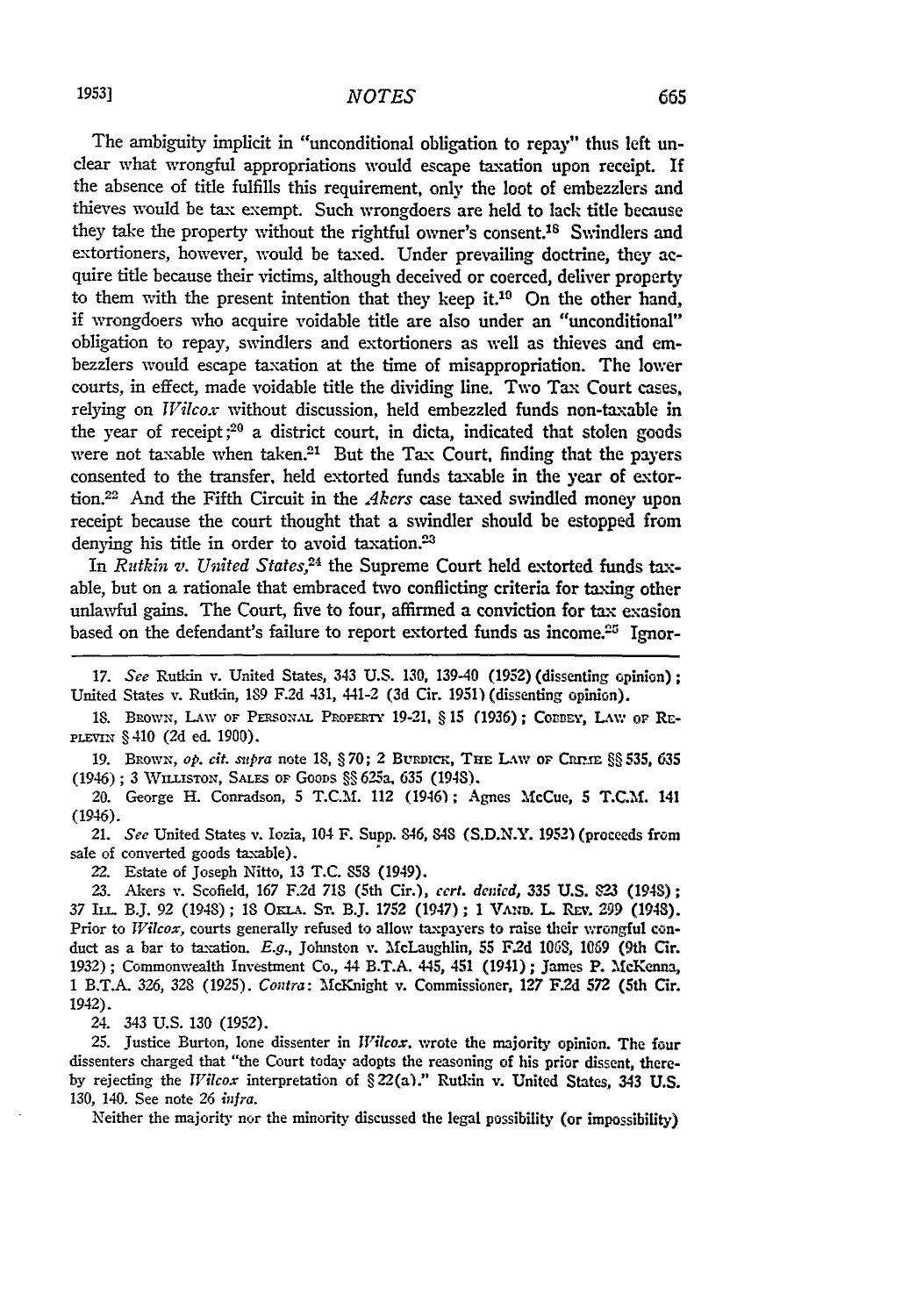The ambiguity implicit in "unconditional obligation to repay" thus left unclear what wrongful appropriations would escape taxation upon receipt. If the absence of title fulfills this requirement, only the loot of embezzlers and thieves would be tax exempt. Such wrongdoers are held to lack title because they take the property without the rightful owner's consent.[18] Swindlers and extortioners, however, would be taxed. Under prevailing doctrine, they acquire title because their victims, although deceived or coerced, deliver property to them with the present intention that they keep it.[19] On the other hand, if wrongdoers who acquire voidable title are also under an "unconditional" obligation to repay, swindlers and extortioners as well as thieves and embezzlers would escape taxation at the time of misappropriation. The lower courts, in effect, made voidable title the dividing line. Two Tax Court cases, relying on *Wilcox* without discussion, held embezzled funds non-taxable in the year of receipt;[20] a district court, in dicta, indicated that stolen goods were not taxable when taken.[21] But the Tax Court, finding that the payers consented to the transfer, held extorted funds taxable in the year of extortion.[22] And the Fifth Circuit in the *Akers* case taxed swindled money upon receipt because the court thought that a swindler should be estopped from denying his title in order to avoid taxation.[23]

In *Rutkin v. United States*,[24] the Supreme Court held extorted funds taxable, but on a rationale that embraced two conflicting criteria for taxing other unlawful gains. The Court, five to four, affirmed a conviction for tax evasion based on the defendant's failure to report extorted funds as income.[25] Ignor-

---

17. *See* Rutkin v. United States, 343 U.S. 130, 139-40 (1952) (dissenting opinion); United States v. Rutkin, 189 F.2d 431, 441-2 (3d Cir. 1951) (dissenting opinion).

18. Brown, Law of Personal Property 19-21, § 15 (1936); Cobbey, Law of Replevin § 410 (2d ed. 1900).

19. Brown, *op. cit. supra* note 18, § 70; 2 Burdick, The Law of Crime §§ 535, 635 (1946); 3 Williston, Sales of Goods §§ 625a, 635 (1948).

20. George H. Conradson, 5 T.C.M. 112 (1946); Agnes McCue, 5 T.C.M. 141 (1946).

21. *See* United States v. Iozia, 104 F. Supp. 846, 848 (S.D.N.Y. 1952) (proceeds from sale of converted goods taxable).

22. Estate of Joseph Nitto, 13 T.C. 858 (1949).

23. Akers v. Scofield, 167 F.2d 718 (5th Cir.), *cert. denied*, 335 U.S. 823 (1948); 37 Ill. B.J. 92 (1948); 18 Okla. St. B.J. 1752 (1947); 1 Vand. L. Rev. 299 (1948). Prior to *Wilcox*, courts generally refused to allow taxpayers to raise their wrongful conduct as a bar to taxation. *E.g.*, Johnston v. McLaughlin, 55 F.2d 1068, 1069 (9th Cir. 1932); Commonwealth Investment Co., 44 B.T.A. 445, 451 (1941); James P. McKenna, 1 B.T.A. 326, 328 (1925). *Contra*: McKnight v. Commissioner, 127 F.2d 572 (5th Cir. 1942).

24. 343 U.S. 130 (1952).

25. Justice Burton, lone dissenter in *Wilcox*, wrote the majority opinion. The four dissenters charged that "the Court today adopts the reasoning of his prior dissent, thereby rejecting the *Wilcox* interpretation of § 22(a)." Rutkin v. United States, 343 U.S. 130, 140. See note 26 *infra*.

Neither the majority nor the minority discussed the legal possibility (or impossibility)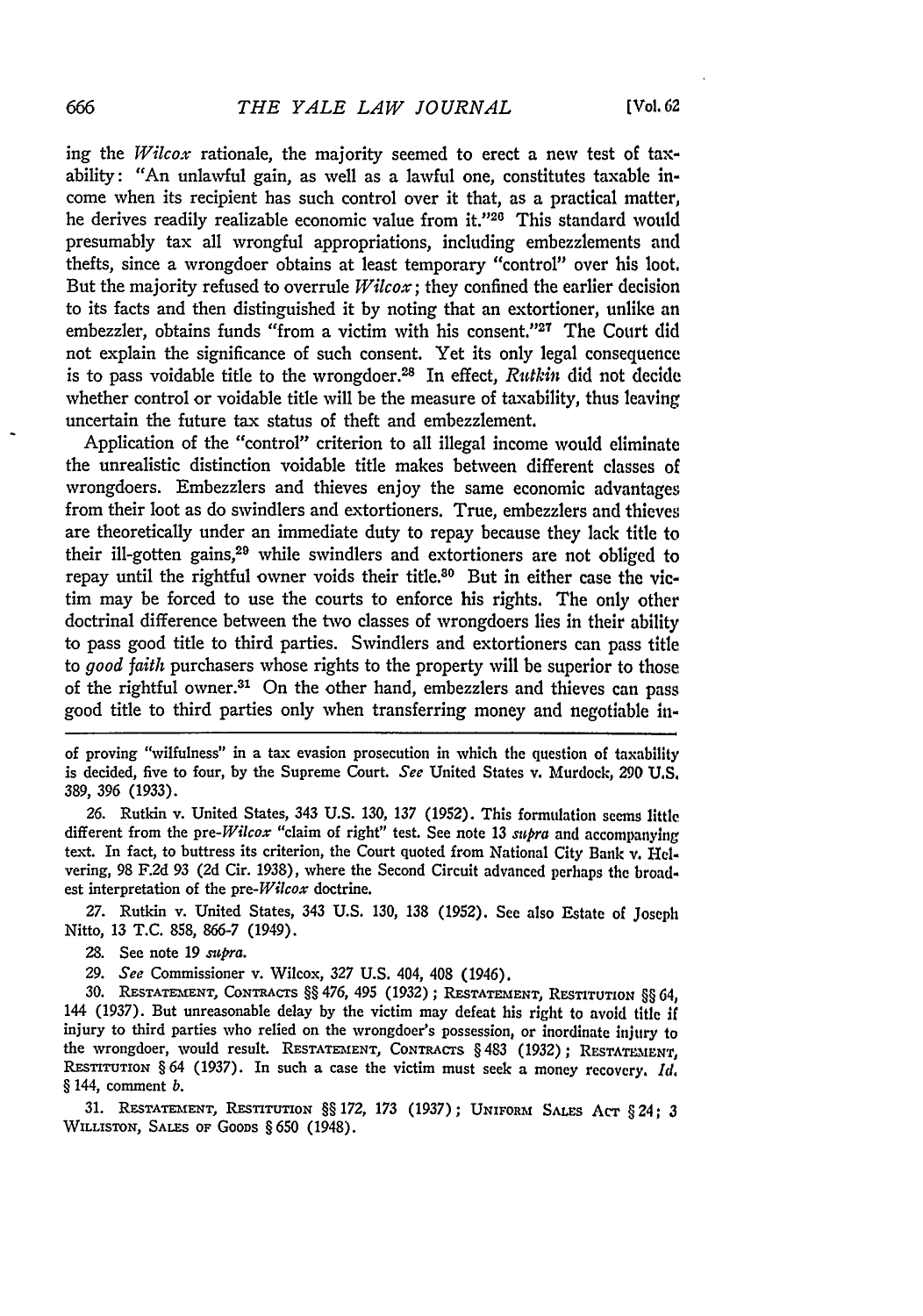ing the *Wilcox* rationale, the majority seemed to erect a new test of taxability: "An unlawful gain, as well as a lawful one, constitutes taxable income when its recipient has such control over it that, as a practical matter, he derives readily realizable economic value from it."[26] This standard would presumably tax all wrongful appropriations, including embezzlements and thefts, since a wrongdoer obtains at least temporary "control" over his loot. But the majority refused to overrule *Wilcox*; they confined the earlier decision to its facts and then distinguished it by noting that an extortioner, unlike an embezzler, obtains funds "from a victim with his consent."[27] The Court did not explain the significance of such consent. Yet its only legal consequence is to pass voidable title to the wrongdoer.[28] In effect, *Rutkin* did not decide whether control or voidable title will be the measure of taxability, thus leaving uncertain the future tax status of theft and embezzlement.

Application of the "control" criterion to all illegal income would eliminate the unrealistic distinction voidable title makes between different classes of wrongdoers. Embezzlers and thieves enjoy the same economic advantages from their loot as do swindlers and extortioners. True, embezzlers and thieves are theoretically under an immediate duty to repay because they lack title to their ill-gotten gains,[29] while swindlers and extortioners are not obliged to repay until the rightful owner voids their title.[30] But in either case the victim may be forced to use the courts to enforce his rights. The only other doctrinal difference between the two classes of wrongdoers lies in their ability to pass good title to third parties. Swindlers and extortioners can pass title to *good faith* purchasers whose rights to the property will be superior to those of the rightful owner.[31] On the other hand, embezzlers and thieves can pass good title to third parties only when transferring money and negotiable in-

---

of proving "wilfulness" in a tax evasion prosecution in which the question of taxability is decided, five to four, by the Supreme Court. *See* United States v. Murdock, 290 U.S. 389, 396 (1933).

26. Rutkin v. United States, 343 U.S. 130, 137 (1952). This formulation seems little different from the pre-*Wilcox* "claim of right" test. See note 13 *supra* and accompanying text. In fact, to buttress its criterion, the Court quoted from National City Bank v. Helvering, 98 F.2d 93 (2d Cir. 1938), where the Second Circuit advanced perhaps the broadest interpretation of the pre-*Wilcox* doctrine.

27. Rutkin v. United States, 343 U.S. 130, 138 (1952). See also Estate of Joseph Nitto, 13 T.C. 858, 866-7 (1949).

28. See note 19 *supra*.

29. *See* Commissioner v. Wilcox, 327 U.S. 404, 408 (1946).

30. RESTATEMENT, CONTRACTS §§ 476, 495 (1932); RESTATEMENT, RESTITUTION §§ 64, 144 (1937). But unreasonable delay by the victim may defeat his right to avoid title if injury to third parties who relied on the wrongdoer's possession, or inordinate injury to the wrongdoer, would result. RESTATEMENT, CONTRACTS § 483 (1932); RESTATEMENT, RESTITUTION § 64 (1937). In such a case the victim must seek a money recovery. *Id.* § 144, comment *b*.

31. RESTATEMENT, RESTITUTION §§ 172, 173 (1937); UNIFORM SALES ACT § 24; 3 WILLISTON, SALES OF GOODS § 650 (1948).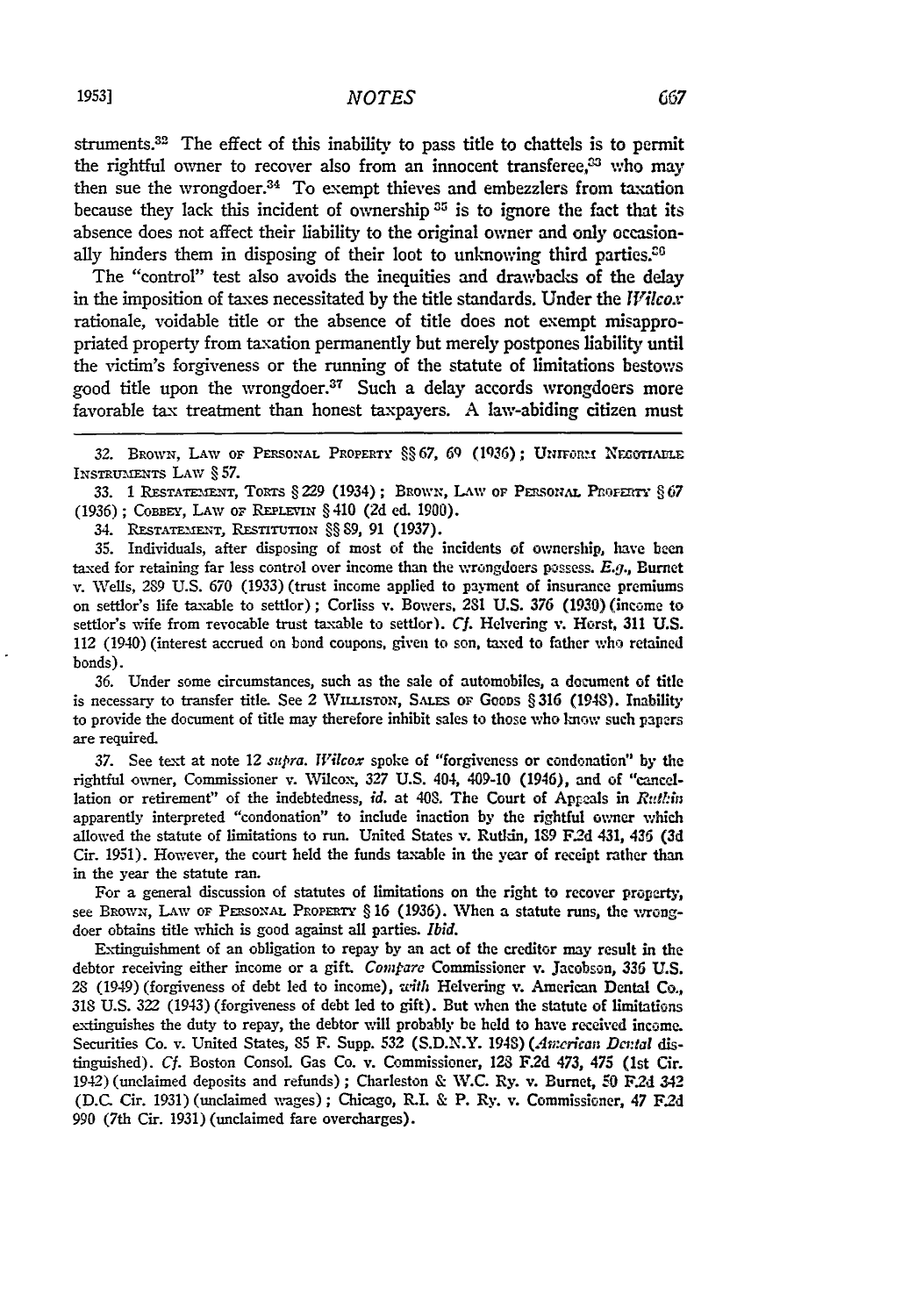struments.[32] The effect of this inability to pass title to chattels is to permit the rightful owner to recover also from an innocent transferee,[33] who may then sue the wrongdoer.[34] To exempt thieves and embezzlers from taxation because they lack this incident of ownership [35] is to ignore the fact that its absence does not affect their liability to the original owner and only occasionally hinders them in disposing of their loot to unknowing third parties.[36]

The "control" test also avoids the inequities and drawbacks of the delay in the imposition of taxes necessitated by the title standards. Under the *Wilcox* rationale, voidable title or the absence of title does not exempt misappropriated property from taxation permanently but merely postpones liability until the victim's forgiveness or the running of the statute of limitations bestows good title upon the wrongdoer.[37] Such a delay accords wrongdoers more favorable tax treatment than honest taxpayers. A law-abiding citizen must

---

32. Brown, Law of Personal Property §§ 67, 69 (1936); Uniform Negotiable Instruments Law § 57.

33. 1 Restatement, Torts § 229 (1934); Brown, Law of Personal Property § 67 (1936); Cobbey, Law of Replevin § 410 (2d ed. 1900).

34. Restatement, Restitution §§ 89, 91 (1937).

35. Individuals, after disposing of most of the incidents of ownership, have been taxed for retaining far less control over income than the wrongdoers possess. *E.g.*, Burnet v. Wells, 289 U.S. 670 (1933) (trust income applied to payment of insurance premiums on settlor's life taxable to settlor); Corliss v. Bowers, 281 U.S. 376 (1930) (income to settlor's wife from revocable trust taxable to settlor). *Cf.* Helvering v. Horst, 311 U.S. 112 (1940) (interest accrued on bond coupons, given to son, taxed to father who retained bonds).

36. Under some circumstances, such as the sale of automobiles, a document of title is necessary to transfer title. See 2 Williston, Sales of Goods § 316 (1948). Inability to provide the document of title may therefore inhibit sales to those who know such papers are required.

37. See text at note 12 *supra*. *Wilcox* spoke of "forgiveness or condonation" by the rightful owner, Commissioner v. Wilcox, 327 U.S. 404, 409-10 (1946), and of "cancellation or retirement" of the indebtedness, *id.* at 408. The Court of Appeals in *Rutkin* apparently interpreted "condonation" to include inaction by the rightful owner which allowed the statute of limitations to run. United States v. Rutkin, 189 F.2d 431, 436 (3d Cir. 1951). However, the court held the funds taxable in the year of receipt rather than in the year the statute ran.

For a general discussion of statutes of limitations on the right to recover property, see Brown, Law of Personal Property § 16 (1936). When a statute runs, the wrongdoer obtains title which is good against all parties. *Ibid.*

Extinguishment of an obligation to repay by an act of the creditor may result in the debtor receiving either income or a gift. *Compare* Commissioner v. Jacobson, 336 U.S. 28 (1949) (forgiveness of debt led to income), *with* Helvering v. American Dental Co., 318 U.S. 322 (1943) (forgiveness of debt led to gift). But when the statute of limitations extinguishes the duty to repay, the debtor will probably be held to have received income. Securities Co. v. United States, 85 F. Supp. 532 (S.D.N.Y. 1948) (*American Dental* distinguished). *Cf.* Boston Consol. Gas Co. v. Commissioner, 128 F.2d 473, 475 (1st Cir. 1942) (unclaimed deposits and refunds); Charleston & W.C. Ry. v. Burnet, 50 F.2d 342 (D.C. Cir. 1931) (unclaimed wages); Chicago, R.I. & P. Ry. v. Commissioner, 47 F.2d 990 (7th Cir. 1931) (unclaimed fare overcharges).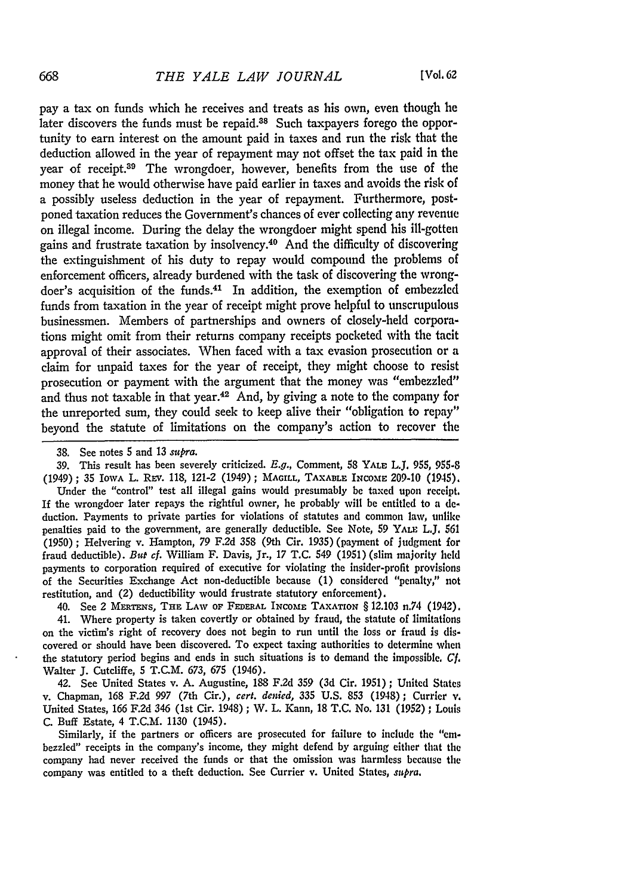pay a tax on funds which he receives and treats as his own, even though he later discovers the funds must be repaid.[38] Such taxpayers forego the opportunity to earn interest on the amount paid in taxes and run the risk that the deduction allowed in the year of repayment may not offset the tax paid in the year of receipt.[39] The wrongdoer, however, benefits from the use of the money that he would otherwise have paid earlier in taxes and avoids the risk of a possibly useless deduction in the year of repayment. Furthermore, postponed taxation reduces the Government's chances of ever collecting any revenue on illegal income. During the delay the wrongdoer might spend his ill-gotten gains and frustrate taxation by insolvency.[40] And the difficulty of discovering the extinguishment of his duty to repay would compound the problems of enforcement officers, already burdened with the task of discovering the wrongdoer's acquisition of the funds.[41] In addition, the exemption of embezzled funds from taxation in the year of receipt might prove helpful to unscrupulous businessmen. Members of partnerships and owners of closely-held corporations might omit from their returns company receipts pocketed with the tacit approval of their associates. When faced with a tax evasion prosecution or a claim for unpaid taxes for the year of receipt, they might choose to resist prosecution or payment with the argument that the money was "embezzled" and thus not taxable in that year.[42] And, by giving a note to the company for the unreported sum, they could seek to keep alive their "obligation to repay" beyond the statute of limitations on the company's action to recover the

38. See notes 5 and 13 *supra.*

39. This result has been severely criticized. *E.g.*, Comment, 58 YALE L.J. 955, 955-8 (1949); 35 IOWA L. REV. 118, 121-2 (1949); MAGILL, TAXABLE INCOME 209-10 (1945).

Under the "control" test all illegal gains would presumably be taxed upon receipt. If the wrongdoer later repays the rightful owner, he probably will be entitled to a deduction. Payments to private parties for violations of statutes and common law, unlike penalties paid to the government, are generally deductible. See Note, 59 YALE L.J. 561 (1950); Helvering v. Hampton, 79 F.2d 358 (9th Cir. 1935) (payment of judgment for fraud deductible). *But cf.* William F. Davis, Jr., 17 T.C. 549 (1951) (slim majority held payments to corporation required of executive for violating the insider-profit provisions of the Securities Exchange Act non-deductible because (1) considered "penalty," not restitution, and (2) deductibility would frustrate statutory enforcement).

40. See 2 MERTENS, THE LAW OF FEDERAL INCOME TAXATION § 12.103 n.74 (1942).

41. Where property is taken covertly or obtained by fraud, the statute of limitations on the victim's right of recovery does not begin to run until the loss or fraud is discovered or should have been discovered. To expect taxing authorities to determine when the statutory period begins and ends in such situations is to demand the impossible. *Cf.* Walter J. Cutcliffe, 5 T.C.M. 673, 675 (1946).

42. See United States v. A. Augustine, 188 F.2d 359 (3d Cir. 1951); United States v. Chapman, 168 F.2d 997 (7th Cir.), *cert. denied*, 335 U.S. 853 (1948); Currier v. United States, 166 F.2d 346 (1st Cir. 1948); W. L. Kann, 18 T.C. No. 131 (1952); Louis C. Buff Estate, 4 T.C.M. 1130 (1945).

Similarly, if the partners or officers are prosecuted for failure to include the "embezzled" receipts in the company's income, they might defend by arguing either that the company had never received the funds or that the omission was harmless because the company was entitled to a theft deduction. See Currier v. United States, *supra.*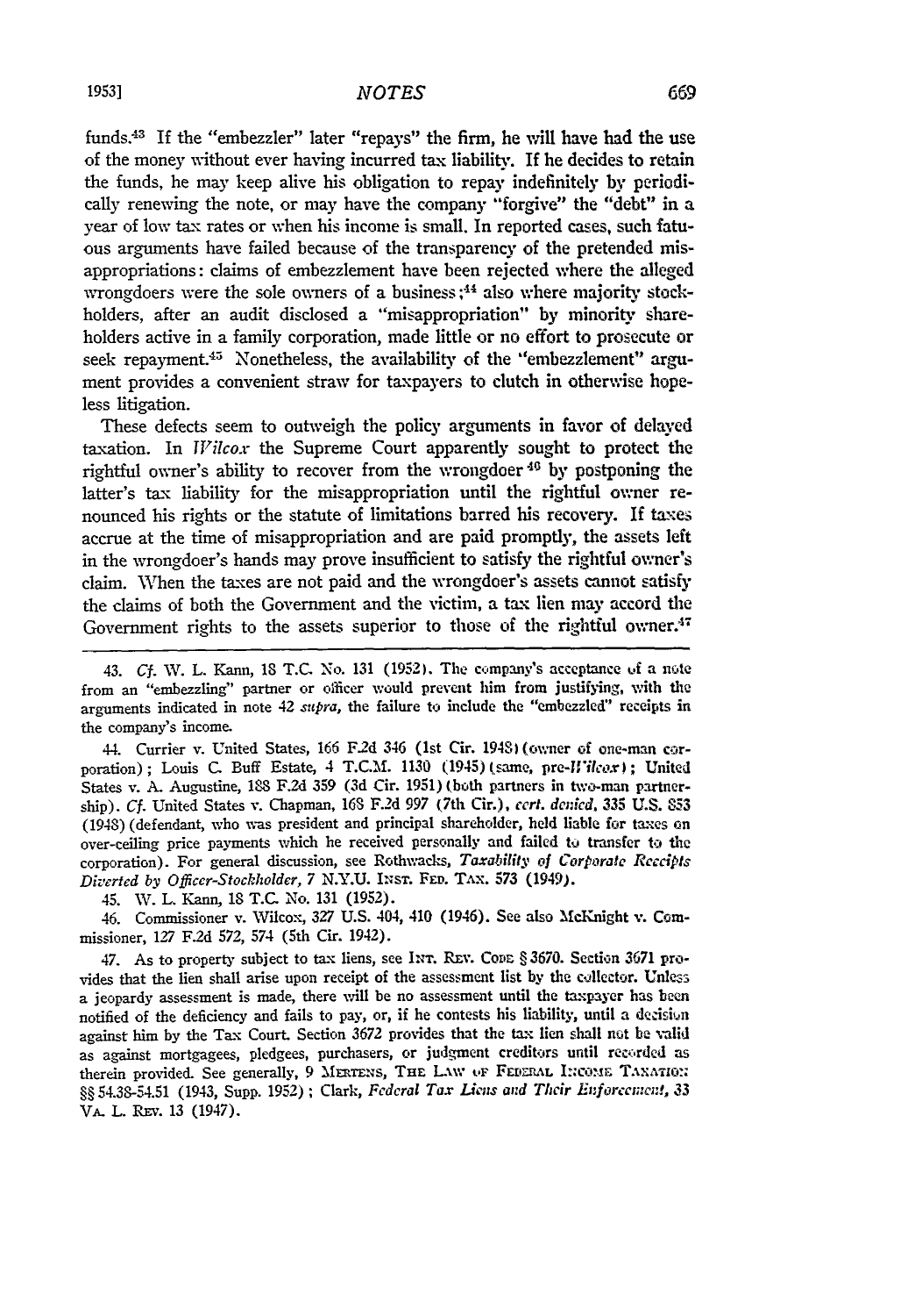funds.[43] If the "embezzler" later "repays" the firm, he will have had the use of the money without ever having incurred tax liability. If he decides to retain the funds, he may keep alive his obligation to repay indefinitely by periodically renewing the note, or may have the company "forgive" the "debt" in a year of low tax rates or when his income is small. In reported cases, such fatuous arguments have failed because of the transparency of the pretended misappropriations: claims of embezzlement have been rejected where the alleged wrongdoers were the sole owners of a business;[44] also where majority stockholders, after an audit disclosed a "misappropriation" by minority shareholders active in a family corporation, made little or no effort to prosecute or seek repayment.[45] Nonetheless, the availability of the "embezzlement" argument provides a convenient straw for taxpayers to clutch in otherwise hopeless litigation.

These defects seem to outweigh the policy arguments in favor of delayed taxation. In *Wilcox* the Supreme Court apparently sought to protect the rightful owner's ability to recover from the wrongdoer[46] by postponing the latter's tax liability for the misappropriation until the rightful owner renounced his rights or the statute of limitations barred his recovery. If taxes accrue at the time of misappropriation and are paid promptly, the assets left in the wrongdoer's hands may prove insufficient to satisfy the rightful owner's claim. When the taxes are not paid and the wrongdoer's assets cannot satisfy the claims of both the Government and the victim, a tax lien may accord the Government rights to the assets superior to those of the rightful owner.[47]

---

43. *Cf.* W. L. Kann, 18 T.C. No. 131 (1952). The company's acceptance of a note from an "embezzling" partner or officer would prevent him from justifying, with the arguments indicated in note 42 *supra*, the failure to include the "embezzled" receipts in the company's income.

44. Currier v. United States, 166 F.2d 346 (1st Cir. 1948) (owner of one-man corporation); Louis C. Buff Estate, 4 T.C.M. 1130 (1945) (same, pre-*Wilcox*); United States v. A. Augustine, 188 F.2d 359 (3d Cir. 1951) (both partners in two-man partnership). *Cf.* United States v. Chapman, 168 F.2d 997 (7th Cir.), *cert. denied*, 335 U.S. 853 (1948) (defendant, who was president and principal shareholder, held liable for taxes on over-ceiling price payments which he received personally and failed to transfer to the corporation). For general discussion, see Rothwacks, *Taxability of Corporate Receipts Diverted by Officer-Stockholder*, 7 N.Y.U. Inst. Fed. Tax. 573 (1949).

45. W. L. Kann, 18 T.C. No. 131 (1952).

46. Commissioner v. Wilcox, 327 U.S. 404, 410 (1946). See also McKnight v. Commissioner, 127 F.2d 572, 574 (5th Cir. 1942).

47. As to property subject to tax liens, see Int. Rev. Code § 3670. Section 3671 provides that the lien shall arise upon receipt of the assessment list by the collector. Unless a jeopardy assessment is made, there will be no assessment until the taxpayer has been notified of the deficiency and fails to pay, or, if he contests his liability, until a decision against him by the Tax Court. Section 3672 provides that the tax lien shall not be valid as against mortgagees, pledgees, purchasers, or judgment creditors until recorded as therein provided. See generally, 9 Mertens, The Law of Federal Income Taxation §§ 54.38-54.51 (1943, Supp. 1952); Clark, *Federal Tax Liens and Their Enforcement*, 33 Va. L. Rev. 13 (1947).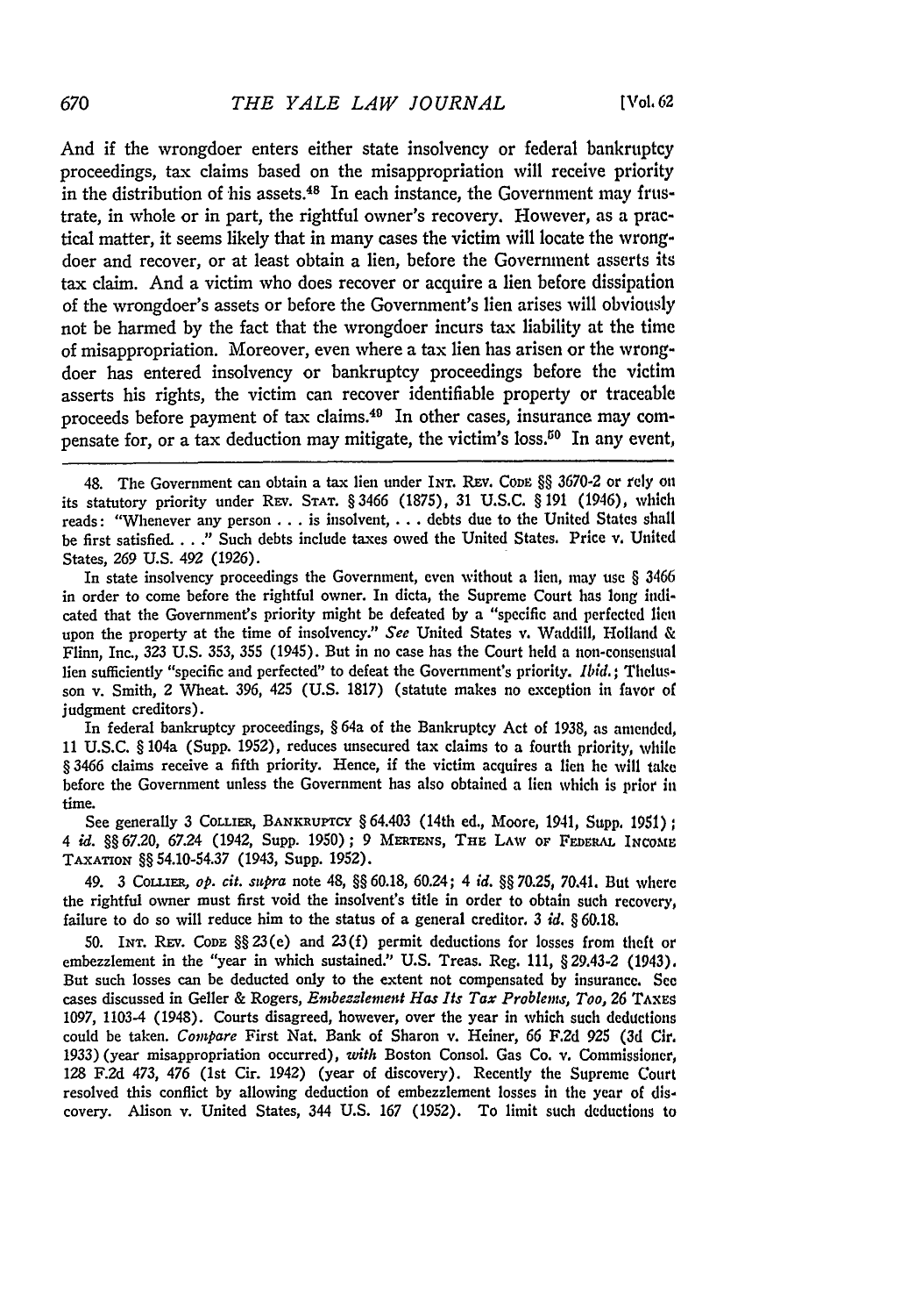And if the wrongdoer enters either state insolvency or federal bankruptcy proceedings, tax claims based on the misappropriation will receive priority in the distribution of his assets.[48] In each instance, the Government may frustrate, in whole or in part, the rightful owner's recovery. However, as a practical matter, it seems likely that in many cases the victim will locate the wrongdoer and recover, or at least obtain a lien, before the Government asserts its tax claim. And a victim who does recover or acquire a lien before dissipation of the wrongdoer's assets or before the Government's lien arises will obviously not be harmed by the fact that the wrongdoer incurs tax liability at the time of misappropriation. Moreover, even where a tax lien has arisen or the wrongdoer has entered insolvency or bankruptcy proceedings before the victim asserts his rights, the victim can recover identifiable property or traceable proceeds before payment of tax claims.[49] In other cases, insurance may compensate for, or a tax deduction may mitigate, the victim's loss.[50] In any event,

48. The Government can obtain a tax lien under INT. REV. CODE §§ 3670-2 or rely on its statutory priority under REV. STAT. § 3466 (1875), 31 U.S.C. § 191 (1946), which reads: "Whenever any person . . . is insolvent, . . . debts due to the United States shall be first satisfied. . . ." Such debts include taxes owed the United States. Price v. United States, 269 U.S. 492 (1926).

In state insolvency proceedings the Government, even without a lien, may use § 3466 in order to come before the rightful owner. In dicta, the Supreme Court has long indicated that the Government's priority might be defeated by a "specific and perfected lien upon the property at the time of insolvency." *See* United States v. Waddill, Holland & Flinn, Inc., 323 U.S. 353, 355 (1945). But in no case has the Court held a non-consensual lien sufficiently "specific and perfected" to defeat the Government's priority. *Ibid.*; Thelusson v. Smith, 2 Wheat. 396, 425 (U.S. 1817) (statute makes no exception in favor of judgment creditors).

In federal bankruptcy proceedings, § 64a of the Bankruptcy Act of 1938, as amended, 11 U.S.C. § 104a (Supp. 1952), reduces unsecured tax claims to a fourth priority, while § 3466 claims receive a fifth priority. Hence, if the victim acquires a lien he will take before the Government unless the Government has also obtained a lien which is prior in time.

See generally 3 COLLIER, BANKRUPTCY § 64.403 (14th ed., Moore, 1941, Supp. 1951); 4 *id.* §§ 67.20, 67.24 (1942, Supp. 1950); 9 MERTENS, THE LAW OF FEDERAL INCOME TAXATION §§ 54.10-54.37 (1943, Supp. 1952).

49. 3 COLLIER, *op. cit. supra* note 48, §§ 60.18, 60.24; 4 *id.* §§ 70.25, 70.41. But where the rightful owner must first void the insolvent's title in order to obtain such recovery, failure to do so will reduce him to the status of a general creditor. 3 *id.* § 60.18.

50. INT. REV. CODE §§ 23(e) and 23(f) permit deductions for losses from theft or embezzlement in the "year in which sustained." U.S. Treas. Reg. 111, § 29.43-2 (1943). But such losses can be deducted only to the extent not compensated by insurance. See cases discussed in Geller & Rogers, *Embezzlement Has Its Tax Problems, Too*, 26 TAXES 1097, 1103-4 (1948). Courts disagreed, however, over the year in which such deductions could be taken. *Compare* First Nat. Bank of Sharon v. Heiner, 66 F.2d 925 (3d Cir. 1933) (year misappropriation occurred), *with* Boston Consol. Gas Co. v. Commissioner, 128 F.2d 473, 476 (1st Cir. 1942) (year of discovery). Recently the Supreme Court resolved this conflict by allowing deduction of embezzlement losses in the year of discovery. Alison v. United States, 344 U.S. 167 (1952). To limit such deductions to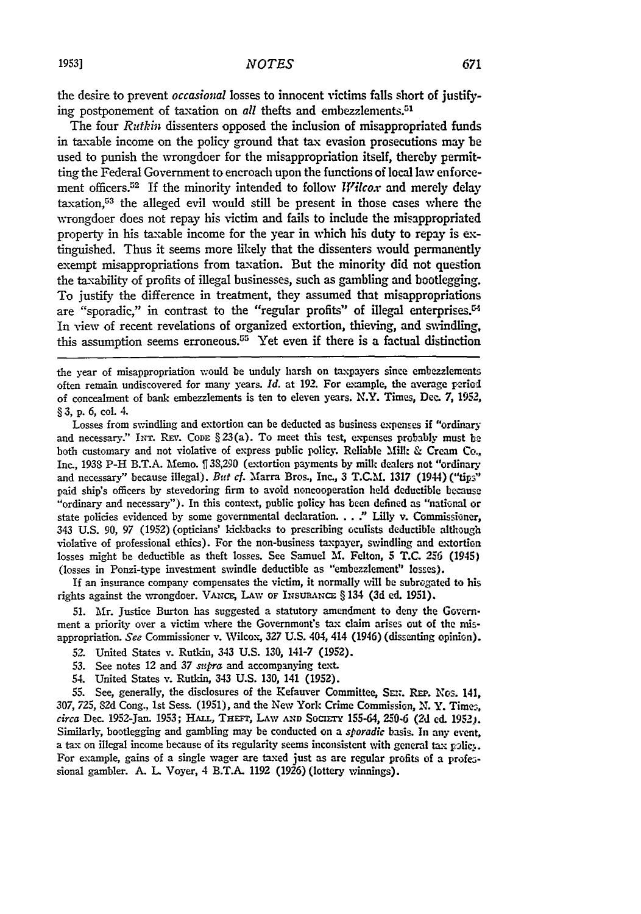the desire to prevent *occasional* losses to innocent victims falls short of justifying postponement of taxation on *all* thefts and embezzlements.[51]

The four *Rutkin* dissenters opposed the inclusion of misappropriated funds in taxable income on the policy ground that tax evasion prosecutions may be used to punish the wrongdoer for the misappropriation itself, thereby permitting the Federal Government to encroach upon the functions of local law enforcement officers.[52] If the minority intended to follow *Wilcox* and merely delay taxation,[53] the alleged evil would still be present in those cases where the wrongdoer does not repay his victim and fails to include the misappropriated property in his taxable income for the year in which his duty to repay is extinguished. Thus it seems more likely that the dissenters would permanently exempt misappropriations from taxation. But the minority did not question the taxability of profits of illegal businesses, such as gambling and bootlegging. To justify the difference in treatment, they assumed that misappropriations are "sporadic," in contrast to the "regular profits" of illegal enterprises.[54] In view of recent revelations of organized extortion, thieving, and swindling, this assumption seems erroneous.[55] Yet even if there is a factual distinction

---

the year of misappropriation would be unduly harsh on taxpayers since embezzlements often remain undiscovered for many years. *Id.* at 192. For example, the average period of concealment of bank embezzlements is ten to eleven years. N.Y. Times, Dec. 7, 1952, § 3, p. 6, col. 4.

Losses from swindling and extortion can be deducted as business expenses if "ordinary and necessary." INT. REV. CODE § 23(a). To meet this test, expenses probably must be both customary and not violative of express public policy. Reliable Milk & Cream Co., Inc., 1938 P-H B.T.A. Memo. ¶ 38,290 (extortion payments by milk dealers not "ordinary and necessary" because illegal). *But cf.* Marra Bros., Inc., 3 T.C.M. 1317 (1944) ("tips" paid ship's officers by stevedoring firm to avoid noncooperation held deductible because "ordinary and necessary"). In this context, public policy has been defined as "national or state policies evidenced by some governmental declaration. . . ." Lilly v. Commissioner, 343 U.S. 90, 97 (1952) (opticians' kickbacks to prescribing oculists deductible although violative of professional ethics). For the non-business taxpayer, swindling and extortion losses might be deductible as theft losses. See Samuel M. Felton, 5 T.C. 256 (1945) (losses in Ponzi-type investment swindle deductible as "embezzlement" losses).

If an insurance company compensates the victim, it normally will be subrogated to his rights against the wrongdoer. VANCE, LAW OF INSURANCE § 134 (3d ed. 1951).

51. Mr. Justice Burton has suggested a statutory amendment to deny the Government a priority over a victim where the Government's tax claim arises out of the misappropriation. *See* Commissioner v. Wilcox, 327 U.S. 404, 414 (1946) (dissenting opinion).

52. United States v. Rutkin, 343 U.S. 130, 141-7 (1952).

53. See notes 12 and 37 *supra* and accompanying text.

54. United States v. Rutkin, 343 U.S. 130, 141 (1952).

55. See, generally, the disclosures of the Kefauver Committee, SEN. REP. NOS. 141, 307, 725, 82d Cong., 1st Sess. (1951), and the New York Crime Commission, N. Y. Times, *circa* Dec. 1952-Jan. 1953; HALL, THEFT, LAW AND SOCIETY 155-64, 250-6 (2d ed. 1952). Similarly, bootlegging and gambling may be conducted on a *sporadic* basis. In any event, a tax on illegal income because of its regularity seems inconsistent with general tax policy. For example, gains of a single wager are taxed just as are regular profits of a professional gambler. A. L. Voyer, 4 B.T.A. 1192 (1926) (lottery winnings).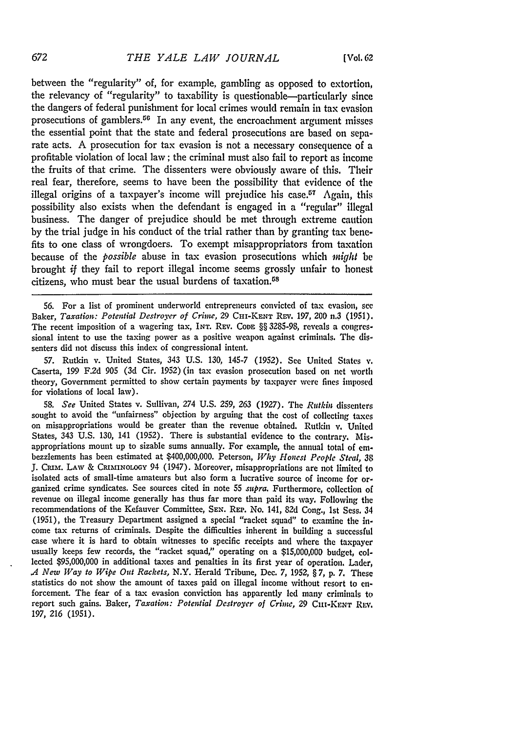between the "regularity" of, for example, gambling as opposed to extortion, the relevancy of "regularity" to taxability is questionable—particularly since the dangers of federal punishment for local crimes would remain in tax evasion prosecutions of gamblers.[56] In any event, the encroachment argument misses the essential point that the state and federal prosecutions are based on separate acts. A prosecution for tax evasion is not a necessary consequence of a profitable violation of local law; the criminal must also fail to report as income the fruits of that crime. The dissenters were obviously aware of this. Their real fear, therefore, seems to have been the possibility that evidence of the illegal origins of a taxpayer's income will prejudice his case.[57] Again, this possibility also exists when the defendant is engaged in a "regular" illegal business. The danger of prejudice should be met through extreme caution by the trial judge in his conduct of the trial rather than by granting tax benefits to one class of wrongdoers. To exempt misappropriators from taxation because of the *possible* abuse in tax evasion prosecutions which *might* be brought *if* they fail to report illegal income seems grossly unfair to honest citizens, who must bear the usual burdens of taxation.[58]

---

56. For a list of prominent underworld entrepreneurs convicted of tax evasion, see Baker, *Taxation: Potential Destroyer of Crime*, 29 CHI-KENT REV. 197, 200 n.3 (1951). The recent imposition of a wagering tax, INT. REV. CODE §§ 3285-98, reveals a congressional intent to use the taxing power as a positive weapon against criminals. The dissenters did not discuss this index of congressional intent.

57. Rutkin v. United States, 343 U.S. 130, 145-7 (1952). See United States v. Caserta, 199 F.2d 905 (3d Cir. 1952) (in tax evasion prosecution based on net worth theory, Government permitted to show certain payments by taxpayer were fines imposed for violations of local law).

58. *See* United States v. Sullivan, 274 U.S. 259, 263 (1927). The *Rutkin* dissenters sought to avoid the "unfairness" objection by arguing that the cost of collecting taxes on misappropriations would be greater than the revenue obtained. Rutkin v. United States, 343 U.S. 130, 141 (1952). There is substantial evidence to the contrary. Misappropriations mount up to sizable sums annually. For example, the annual total of embezzlements has been estimated at $400,000,000. Peterson, *Why Honest People Steal*, 38 J. CRIM. LAW & CRIMINOLOGY 94 (1947). Moreover, misappropriations are not limited to isolated acts of small-time amateurs but also form a lucrative source of income for organized crime syndicates. See sources cited in note 55 *supra*. Furthermore, collection of revenue on illegal income generally has thus far more than paid its way. Following the recommendations of the Kefauver Committee, SEN. REP. No. 141, 82d Cong., 1st Sess. 34 (1951), the Treasury Department assigned a special "racket squad" to examine the income tax returns of criminals. Despite the difficulties inherent in building a successful case where it is hard to obtain witnesses to specific receipts and where the taxpayer usually keeps few records, the "racket squad," operating on a $15,000,000 budget, collected $95,000,000 in additional taxes and penalties in its first year of operation. Lader, *A New Way to Wipe Out Rackets*, N.Y. Herald Tribune, Dec. 7, 1952, § 7, p. 7. These statistics do not show the amount of taxes paid on illegal income without resort to enforcement. The fear of a tax evasion conviction has apparently led many criminals to report such gains. Baker, *Taxation: Potential Destroyer of Crime*, 29 CHI-KENT REV. 197, 216 (1951).